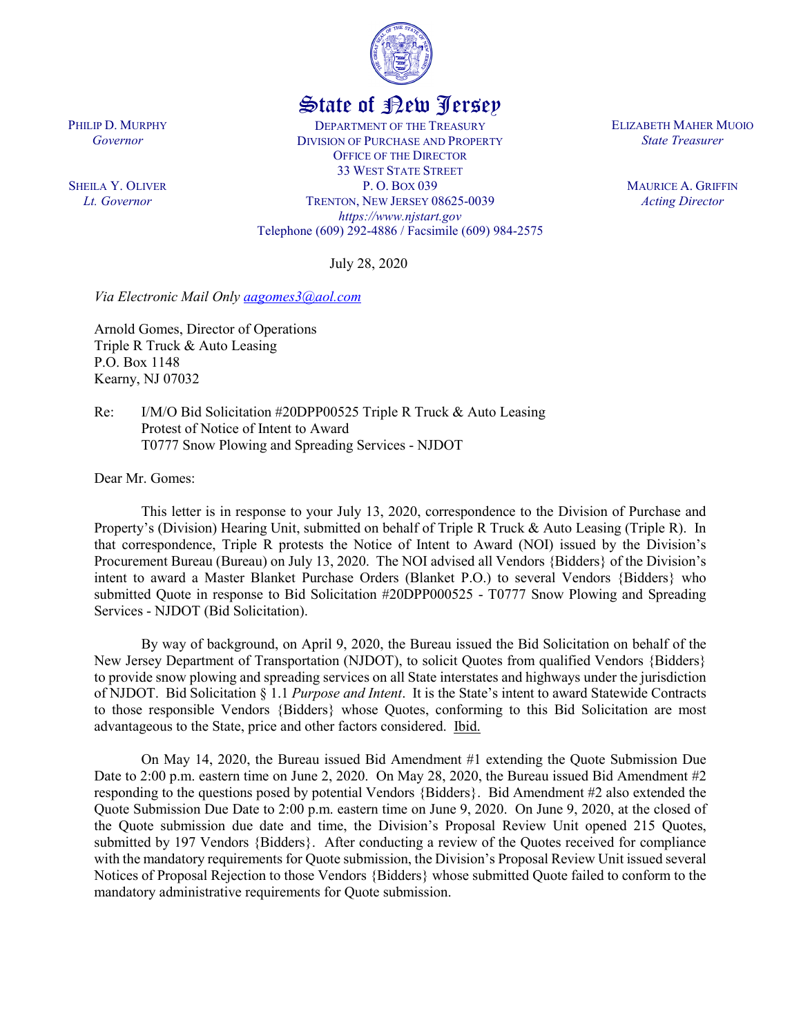# State of New Jersey

PHILIP D. MURPHY
*Governor*

SHEILA Y. OLIVER
*Lt. Governor*

DEPARTMENT OF THE TREASURY
DIVISION OF PURCHASE AND PROPERTY
OFFICE OF THE DIRECTOR
33 WEST STATE STREET
P. O. BOX 039
TRENTON, NEW JERSEY 08625-0039
*https://www.njstart.gov*
Telephone (609) 292-4886 / Facsimile (609) 984-2575

ELIZABETH MAHER MUOIO
*State Treasurer*

MAURICE A. GRIFFIN
*Acting Director*

July 28, 2020

*Via Electronic Mail Only aagomes3@aol.com*

Arnold Gomes, Director of Operations
Triple R Truck & Auto Leasing
P.O. Box 1148
Kearny, NJ 07032

Re: I/M/O Bid Solicitation #20DPP00525 Triple R Truck & Auto Leasing
Protest of Notice of Intent to Award
T0777 Snow Plowing and Spreading Services - NJDOT

Dear Mr. Gomes:

This letter is in response to your July 13, 2020, correspondence to the Division of Purchase and Property's (Division) Hearing Unit, submitted on behalf of Triple R Truck & Auto Leasing (Triple R). In that correspondence, Triple R protests the Notice of Intent to Award (NOI) issued by the Division's Procurement Bureau (Bureau) on July 13, 2020. The NOI advised all Vendors {Bidders} of the Division's intent to award a Master Blanket Purchase Orders (Blanket P.O.) to several Vendors {Bidders} who submitted Quote in response to Bid Solicitation #20DPP000525 - T0777 Snow Plowing and Spreading Services - NJDOT (Bid Solicitation).

By way of background, on April 9, 2020, the Bureau issued the Bid Solicitation on behalf of the New Jersey Department of Transportation (NJDOT), to solicit Quotes from qualified Vendors {Bidders} to provide snow plowing and spreading services on all State interstates and highways under the jurisdiction of NJDOT. Bid Solicitation § 1.1 *Purpose and Intent*. It is the State's intent to award Statewide Contracts to those responsible Vendors {Bidders} whose Quotes, conforming to this Bid Solicitation are most advantageous to the State, price and other factors considered. Ibid.

On May 14, 2020, the Bureau issued Bid Amendment #1 extending the Quote Submission Due Date to 2:00 p.m. eastern time on June 2, 2020. On May 28, 2020, the Bureau issued Bid Amendment #2 responding to the questions posed by potential Vendors {Bidders}. Bid Amendment #2 also extended the Quote Submission Due Date to 2:00 p.m. eastern time on June 9, 2020. On June 9, 2020, at the closed of the Quote submission due date and time, the Division's Proposal Review Unit opened 215 Quotes, submitted by 197 Vendors {Bidders}. After conducting a review of the Quotes received for compliance with the mandatory requirements for Quote submission, the Division's Proposal Review Unit issued several Notices of Proposal Rejection to those Vendors {Bidders} whose submitted Quote failed to conform to the mandatory administrative requirements for Quote submission.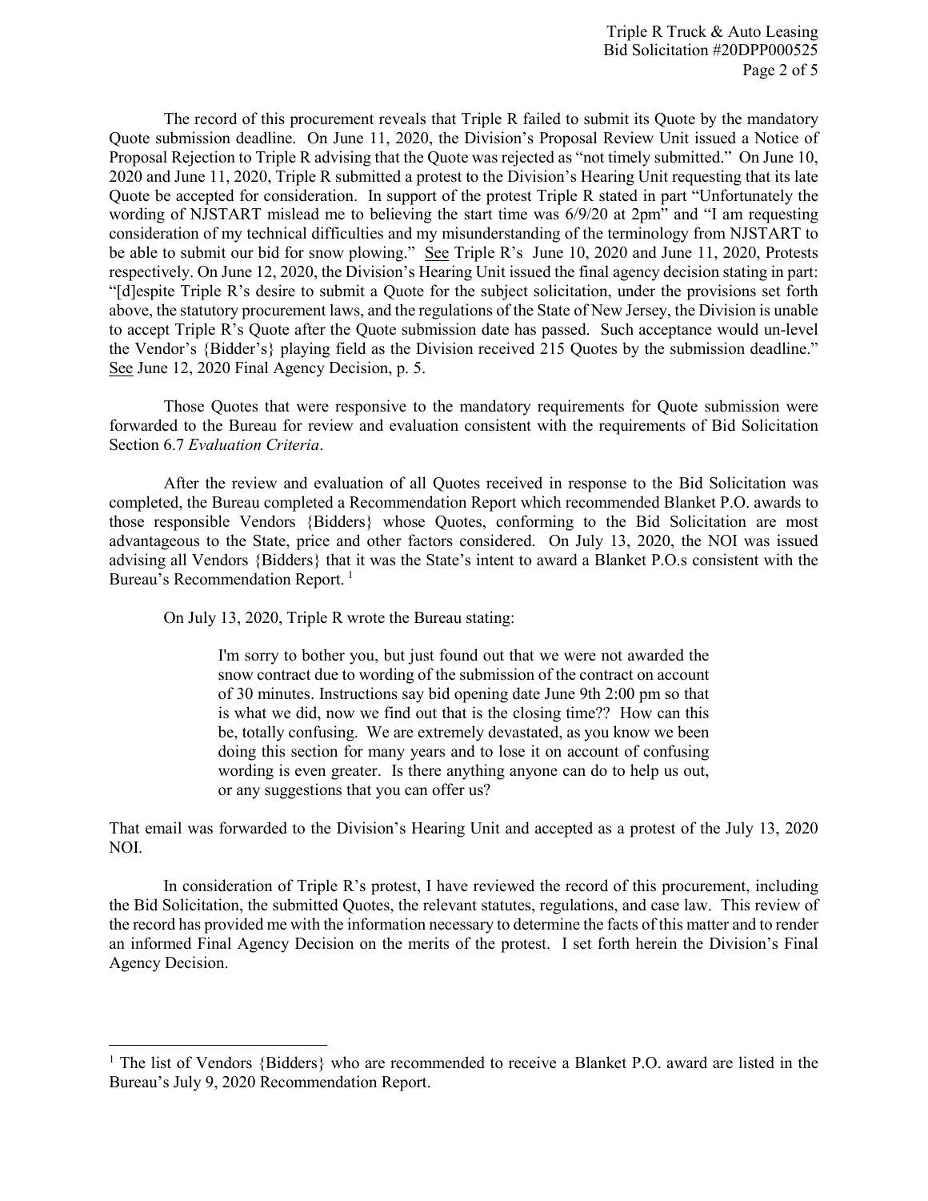The record of this procurement reveals that Triple R failed to submit its Quote by the mandatory Quote submission deadline. On June 11, 2020, the Division's Proposal Review Unit issued a Notice of Proposal Rejection to Triple R advising that the Quote was rejected as "not timely submitted." On June 10, 2020 and June 11, 2020, Triple R submitted a protest to the Division's Hearing Unit requesting that its late Quote be accepted for consideration. In support of the protest Triple R stated in part "Unfortunately the wording of NJSTART mislead me to believing the start time was 6/9/20 at 2pm" and "I am requesting consideration of my technical difficulties and my misunderstanding of the terminology from NJSTART to be able to submit our bid for snow plowing." See Triple R's June 10, 2020 and June 11, 2020, Protests respectively. On June 12, 2020, the Division's Hearing Unit issued the final agency decision stating in part: "[d]espite Triple R's desire to submit a Quote for the subject solicitation, under the provisions set forth above, the statutory procurement laws, and the regulations of the State of New Jersey, the Division is unable to accept Triple R's Quote after the Quote submission date has passed. Such acceptance would un-level the Vendor's {Bidder's} playing field as the Division received 215 Quotes by the submission deadline." See June 12, 2020 Final Agency Decision, p. 5.

Those Quotes that were responsive to the mandatory requirements for Quote submission were forwarded to the Bureau for review and evaluation consistent with the requirements of Bid Solicitation Section 6.7 *Evaluation Criteria*.

After the review and evaluation of all Quotes received in response to the Bid Solicitation was completed, the Bureau completed a Recommendation Report which recommended Blanket P.O. awards to those responsible Vendors {Bidders} whose Quotes, conforming to the Bid Solicitation are most advantageous to the State, price and other factors considered. On July 13, 2020, the NOI was issued advising all Vendors {Bidders} that it was the State's intent to award a Blanket P.O.s consistent with the Bureau's Recommendation Report.[1]

On July 13, 2020, Triple R wrote the Bureau stating:

> I'm sorry to bother you, but just found out that we were not awarded the snow contract due to wording of the submission of the contract on account of 30 minutes. Instructions say bid opening date June 9th 2:00 pm so that is what we did, now we find out that is the closing time?? How can this be, totally confusing. We are extremely devastated, as you know we been doing this section for many years and to lose it on account of confusing wording is even greater. Is there anything anyone can do to help us out, or any suggestions that you can offer us?

That email was forwarded to the Division's Hearing Unit and accepted as a protest of the July 13, 2020 NOI.

In consideration of Triple R's protest, I have reviewed the record of this procurement, including the Bid Solicitation, the submitted Quotes, the relevant statutes, regulations, and case law. This review of the record has provided me with the information necessary to determine the facts of this matter and to render an informed Final Agency Decision on the merits of the protest. I set forth herein the Division's Final Agency Decision.

---

[1] The list of Vendors {Bidders} who are recommended to receive a Blanket P.O. award are listed in the Bureau's July 9, 2020 Recommendation Report.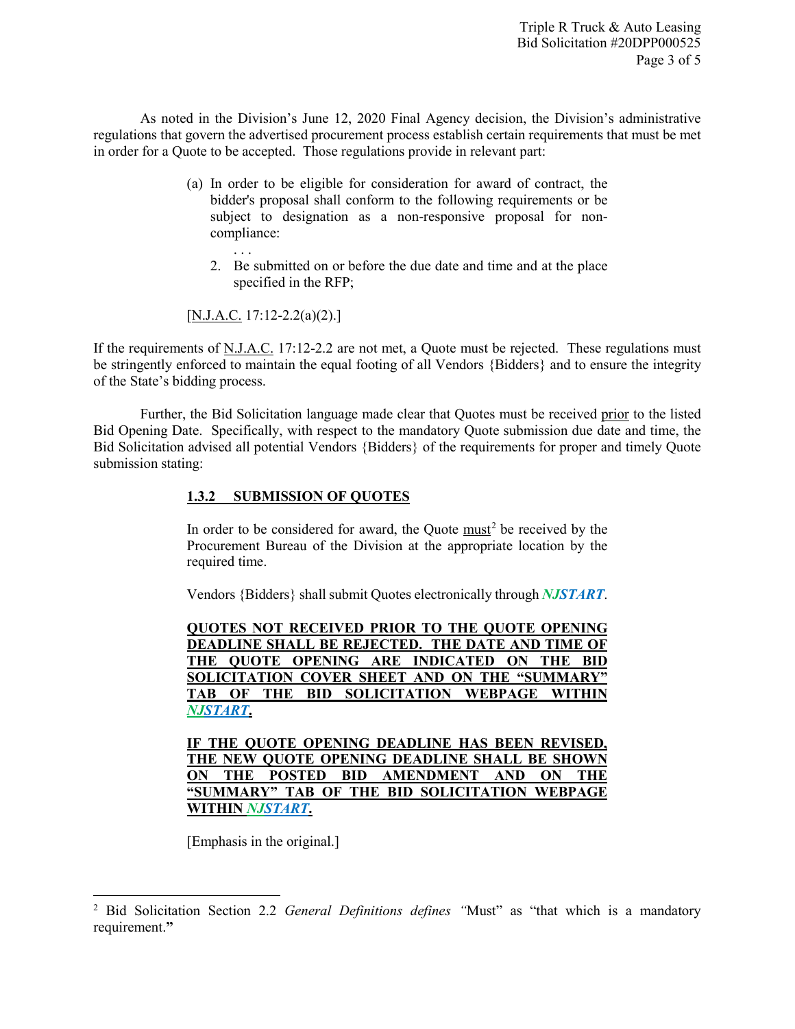As noted in the Division's June 12, 2020 Final Agency decision, the Division's administrative regulations that govern the advertised procurement process establish certain requirements that must be met in order for a Quote to be accepted. Those regulations provide in relevant part:

> (a) In order to be eligible for consideration for award of contract, the bidder's proposal shall conform to the following requirements or be subject to designation as a non-responsive proposal for non-compliance:
>
> . . .
>
> 2. Be submitted on or before the due date and time and at the place specified in the RFP;
>
> [N.J.A.C. 17:12-2.2(a)(2).]

If the requirements of N.J.A.C. 17:12-2.2 are not met, a Quote must be rejected. These regulations must be stringently enforced to maintain the equal footing of all Vendors {Bidders} and to ensure the integrity of the State's bidding process.

Further, the Bid Solicitation language made clear that Quotes must be received prior to the listed Bid Opening Date. Specifically, with respect to the mandatory Quote submission due date and time, the Bid Solicitation advised all potential Vendors {Bidders} of the requirements for proper and timely Quote submission stating:

> **1.3.2 SUBMISSION OF QUOTES**
>
> In order to be considered for award, the Quote must[2] be received by the Procurement Bureau of the Division at the appropriate location by the required time.
>
> Vendors {Bidders} shall submit Quotes electronically through ***NJSTART***.
>
> **QUOTES NOT RECEIVED PRIOR TO THE QUOTE OPENING DEADLINE SHALL BE REJECTED. THE DATE AND TIME OF THE QUOTE OPENING ARE INDICATED ON THE BID SOLICITATION COVER SHEET AND ON THE "SUMMARY" TAB OF THE BID SOLICITATION WEBPAGE WITHIN *NJSTART*.**
>
> **IF THE QUOTE OPENING DEADLINE HAS BEEN REVISED, THE NEW QUOTE OPENING DEADLINE SHALL BE SHOWN ON THE POSTED BID AMENDMENT AND ON THE "SUMMARY" TAB OF THE BID SOLICITATION WEBPAGE WITHIN *NJSTART*.**
>
> [Emphasis in the original.]

---

[2] Bid Solicitation Section 2.2 *General Definitions defines "*Must" as "that which is a mandatory requirement."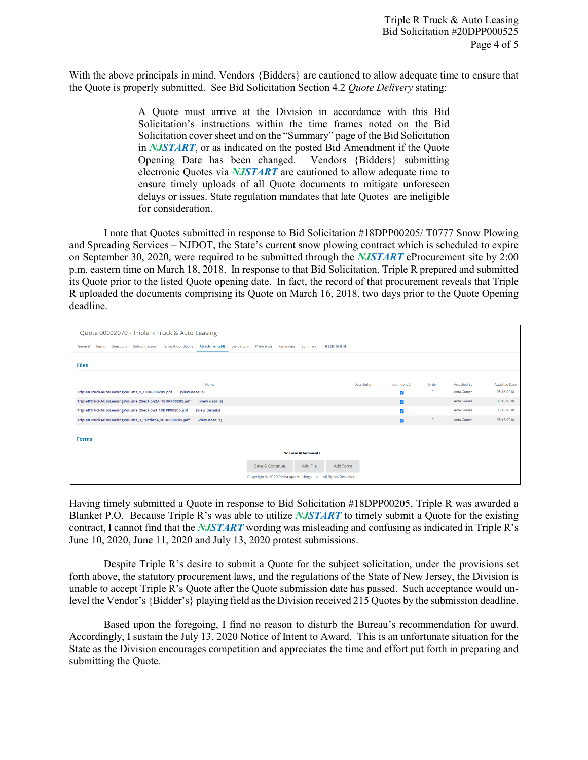With the above principals in mind, Vendors {Bidders} are cautioned to allow adequate time to ensure that the Quote is properly submitted. See Bid Solicitation Section 4.2 *Quote Delivery* stating:

> A Quote must arrive at the Division in accordance with this Bid Solicitation's instructions within the time frames noted on the Bid Solicitation cover sheet and on the "Summary" page of the Bid Solicitation in ***NJSTART***, or as indicated on the posted Bid Amendment if the Quote Opening Date has been changed. Vendors {Bidders} submitting electronic Quotes via ***NJSTART*** are cautioned to allow adequate time to ensure timely uploads of all Quote documents to mitigate unforeseen delays or issues. State regulation mandates that late Quotes are ineligible for consideration.

I note that Quotes submitted in response to Bid Solicitation #18DPP00205/ T0777 Snow Plowing and Spreading Services – NJDOT, the State's current snow plowing contract which is scheduled to expire on September 30, 2020, were required to be submitted through the ***NJSTART*** eProcurement site by 2:00 p.m. eastern time on March 18, 2018. In response to that Bid Solicitation, Triple R prepared and submitted its Quote prior to the listed Quote opening date. In fact, the record of that procurement reveals that Triple R uploaded the documents comprising its Quote on March 16, 2018, two days prior to the Quote Opening deadline.

Quote 00002070 - Triple R Truck & Auto Leasing

General | Items | Questions | Subcontractors | Terms & Conditions | Attachments(4) | Evaluations | Preference | Reminders | Summary | Back to Bid

**Files**

| Name | Description | Confidential | Order | Attached By | Attached Date |
|---|---|---|---|---|---|
| TripleRTruckAutoLeasingVolume_1_18DPP00205.pdf (view details) | | ☑ | 0 | Aida Gomes | 03/16/2018 |
| TripleRTruckAutoLeasingVolume_2Section2A_18DPP00205.pdf (view details) | | ☑ | 0 | Aida Gomes | 03/16/2018 |
| TripleRTruckAutoLeasingVolume_2Section3_18DPP00205.pdf (view details) | | ☑ | 0 | Aida Gomes | 03/16/2018 |
| TripleRTruckAutoLeasingVolume_3_Section4_18DPP00205.pdf (view details) | | ☑ | 0 | Aida Gomes | 03/16/2018 |

**Forms**

No Form Attachments

Save & Continue | Add File | Add Form

Copyright © 2020 Periscope Holdings, Inc. - All Rights Reserved.

Having timely submitted a Quote in response to Bid Solicitation #18DPP00205, Triple R was awarded a Blanket P.O. Because Triple R's was able to utilize ***NJSTART*** to timely submit a Quote for the existing contract, I cannot find that the ***NJSTART*** wording was misleading and confusing as indicated in Triple R's June 10, 2020, June 11, 2020 and July 13, 2020 protest submissions.

Despite Triple R's desire to submit a Quote for the subject solicitation, under the provisions set forth above, the statutory procurement laws, and the regulations of the State of New Jersey, the Division is unable to accept Triple R's Quote after the Quote submission date has passed. Such acceptance would un-level the Vendor's {Bidder's} playing field as the Division received 215 Quotes by the submission deadline.

Based upon the foregoing, I find no reason to disturb the Bureau's recommendation for award. Accordingly, I sustain the July 13, 2020 Notice of Intent to Award. This is an unfortunate situation for the State as the Division encourages competition and appreciates the time and effort put forth in preparing and submitting the Quote.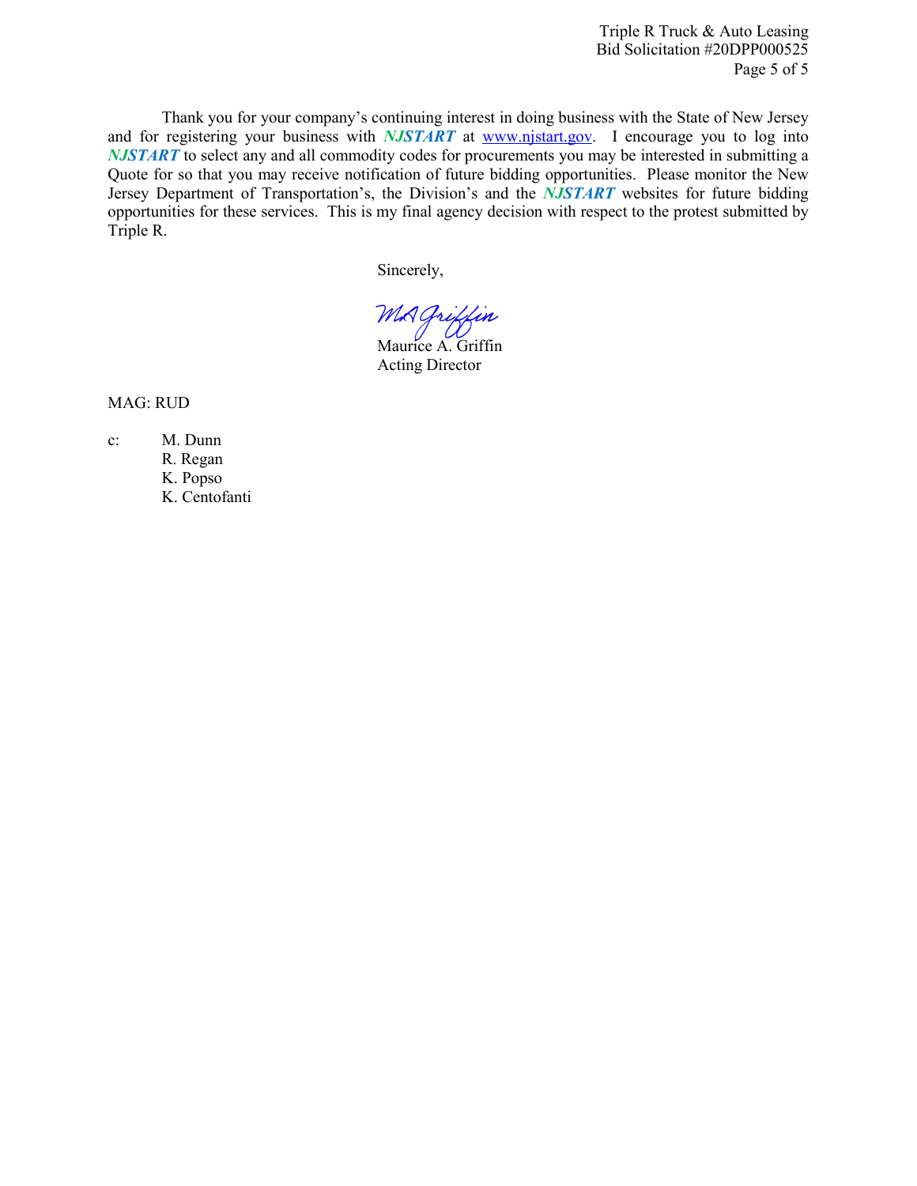Thank you for your company's continuing interest in doing business with the State of New Jersey and for registering your business with ***NJSTART*** at www.njstart.gov. I encourage you to log into ***NJSTART*** to select any and all commodity codes for procurements you may be interested in submitting a Quote for so that you may receive notification of future bidding opportunities. Please monitor the New Jersey Department of Transportation's, the Division's and the ***NJSTART*** websites for future bidding opportunities for these services. This is my final agency decision with respect to the protest submitted by Triple R.

Sincerely,

Maurice A. Griffin
Acting Director

MAG: RUD

c: M. Dunn
R. Regan
K. Popso
K. Centofanti